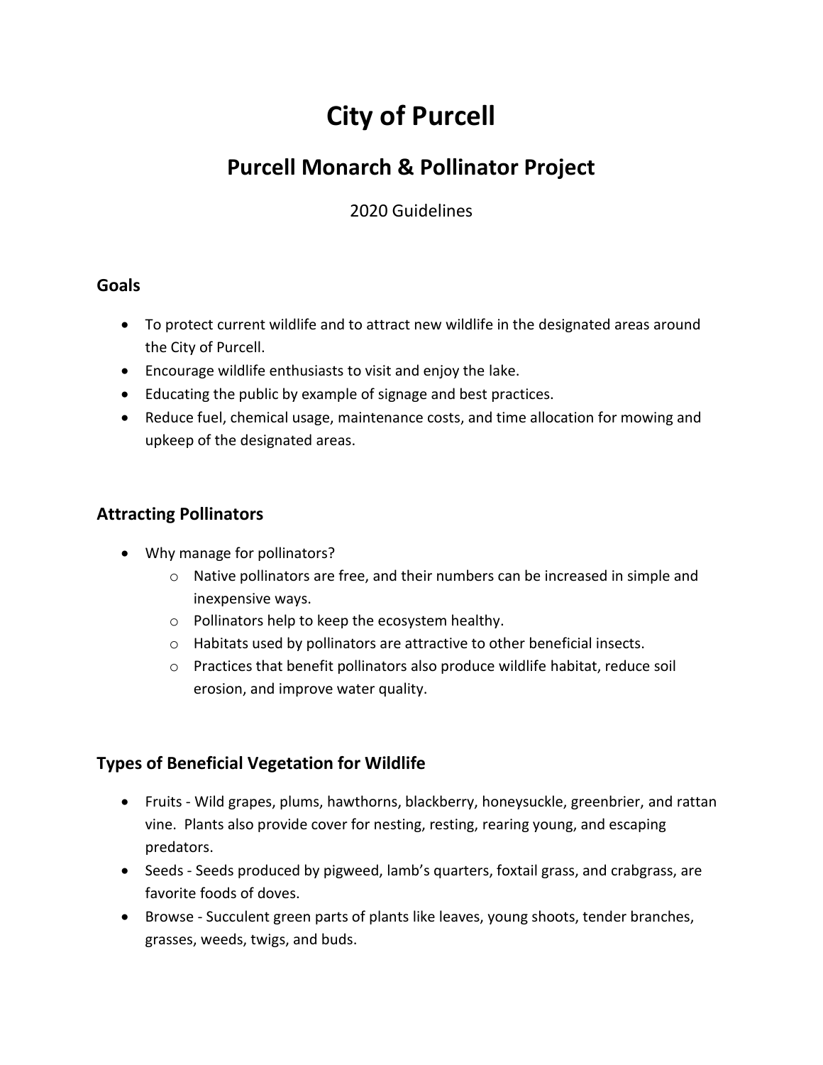# City of Purcell

## Purcell Monarch & Pollinator Project

2020 Guidelines

### Goals

- To protect current wildlife and to attract new wildlife in the designated areas around the City of Purcell.
- Encourage wildlife enthusiasts to visit and enjoy the lake.
- Educating the public by example of signage and best practices.
- Reduce fuel, chemical usage, maintenance costs, and time allocation for mowing and upkeep of the designated areas.

### Attracting Pollinators

- Why manage for pollinators?
  - Native pollinators are free, and their numbers can be increased in simple and inexpensive ways.
  - Pollinators help to keep the ecosystem healthy.
  - Habitats used by pollinators are attractive to other beneficial insects.
  - Practices that benefit pollinators also produce wildlife habitat, reduce soil erosion, and improve water quality.

### Types of Beneficial Vegetation for Wildlife

- Fruits - Wild grapes, plums, hawthorns, blackberry, honeysuckle, greenbrier, and rattan vine. Plants also provide cover for nesting, resting, rearing young, and escaping predators.
- Seeds - Seeds produced by pigweed, lamb's quarters, foxtail grass, and crabgrass, are favorite foods of doves.
- Browse - Succulent green parts of plants like leaves, young shoots, tender branches, grasses, weeds, twigs, and buds.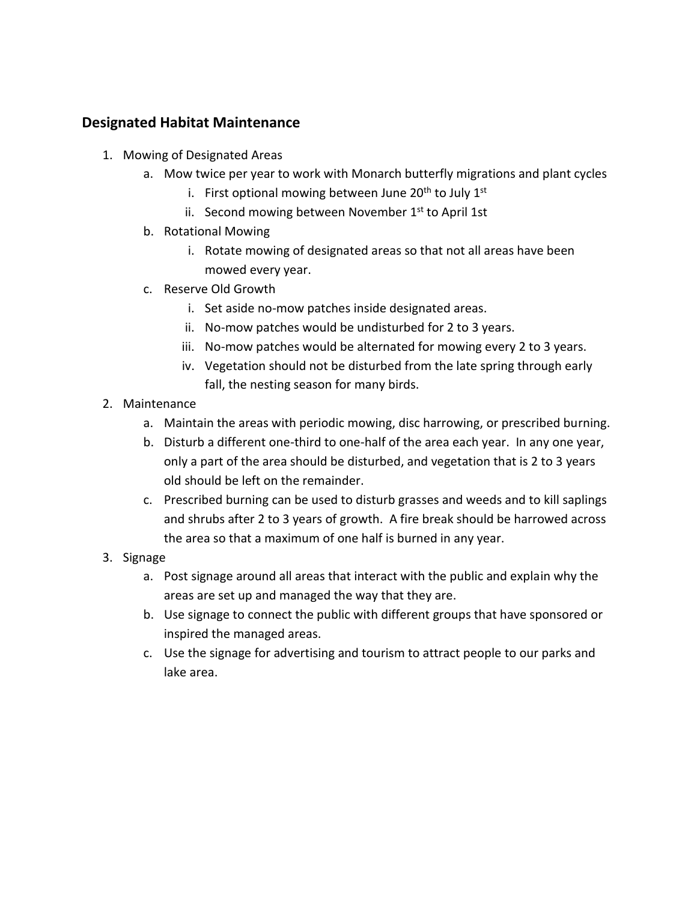## Designated Habitat Maintenance

1. Mowing of Designated Areas
    a. Mow twice per year to work with Monarch butterfly migrations and plant cycles
        i. First optional mowing between June 20th to July 1st
        ii. Second mowing between November 1st to April 1st
    b. Rotational Mowing
        i. Rotate mowing of designated areas so that not all areas have been mowed every year.
    c. Reserve Old Growth
        i. Set aside no-mow patches inside designated areas.
        ii. No-mow patches would be undisturbed for 2 to 3 years.
        iii. No-mow patches would be alternated for mowing every 2 to 3 years.
        iv. Vegetation should not be disturbed from the late spring through early fall, the nesting season for many birds.
2. Maintenance
    a. Maintain the areas with periodic mowing, disc harrowing, or prescribed burning.
    b. Disturb a different one-third to one-half of the area each year. In any one year, only a part of the area should be disturbed, and vegetation that is 2 to 3 years old should be left on the remainder.
    c. Prescribed burning can be used to disturb grasses and weeds and to kill saplings and shrubs after 2 to 3 years of growth. A fire break should be harrowed across the area so that a maximum of one half is burned in any year.
3. Signage
    a. Post signage around all areas that interact with the public and explain why the areas are set up and managed the way that they are.
    b. Use signage to connect the public with different groups that have sponsored or inspired the managed areas.
    c. Use the signage for advertising and tourism to attract people to our parks and lake area.